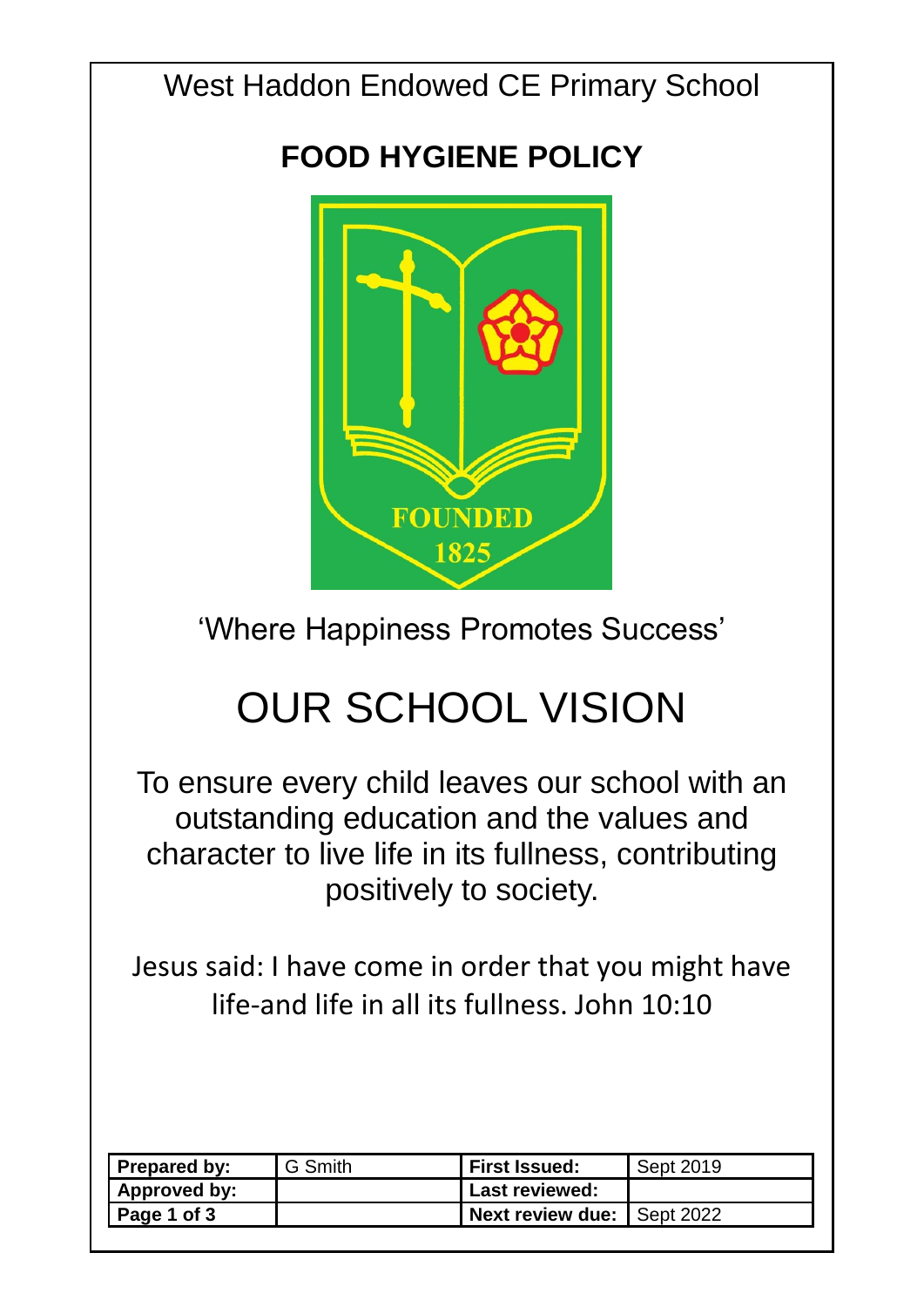West Haddon Endowed CE Primary School

# FOOD HYGIENE POLICY

FOUNDED
1825

'Where Happiness Promotes Success'

# OUR SCHOOL VISION

To ensure every child leaves our school with an outstanding education and the values and character to live life in its fullness, contributing positively to society.

Jesus said: I have come in order that you might have life-and life in all its fullness. John 10:10

| **Prepared by:** | G Smith | **First Issued:** | Sept 2019 |
|---|---|---|---|
| **Approved by:** | | **Last reviewed:** | |
| **Page 1 of 3** | | **Next review due:** | Sept 2022 |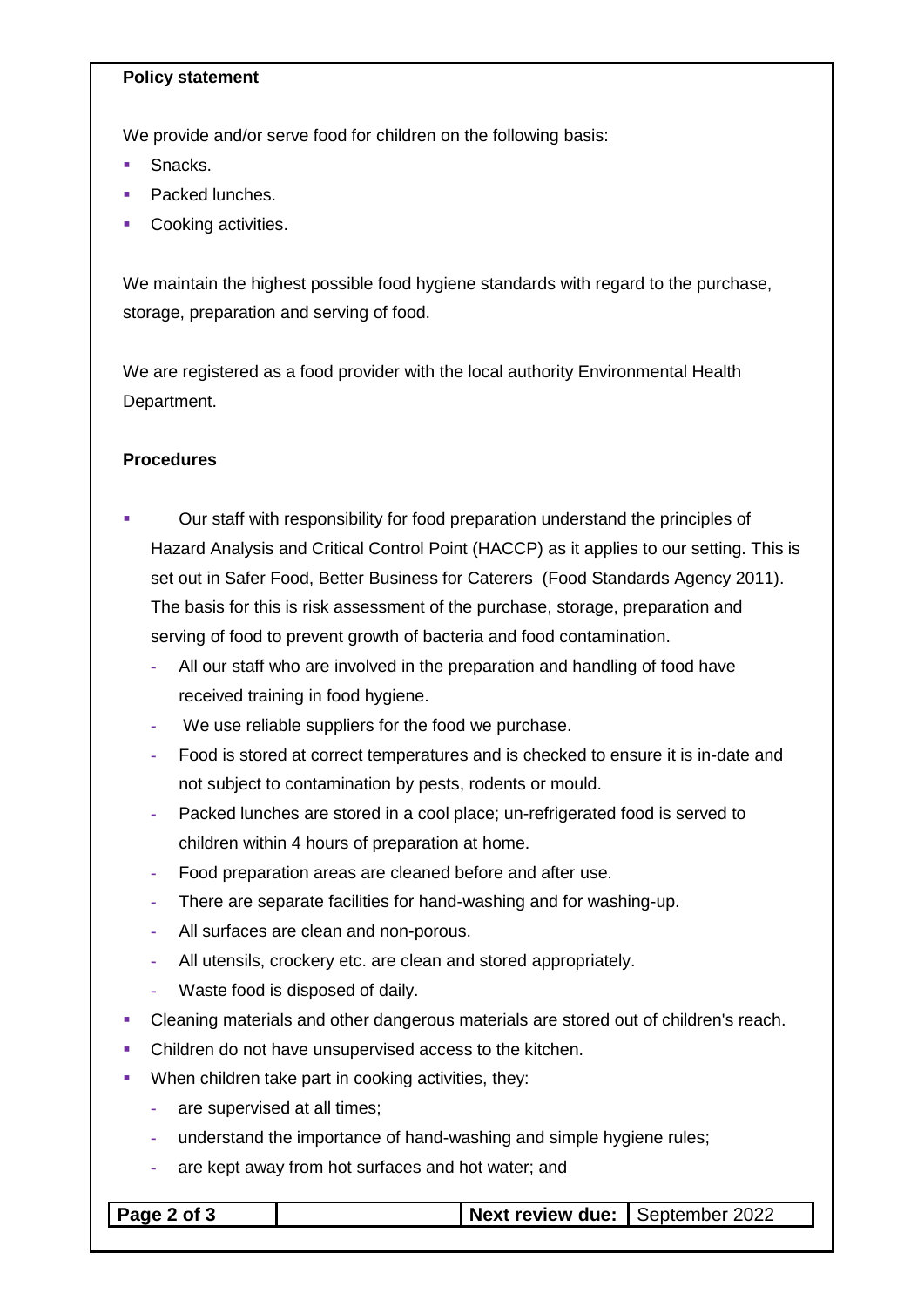**Policy statement**

We provide and/or serve food for children on the following basis:

- Snacks.
- Packed lunches.
- Cooking activities.

We maintain the highest possible food hygiene standards with regard to the purchase, storage, preparation and serving of food.

We are registered as a food provider with the local authority Environmental Health Department.

**Procedures**

- Our staff with responsibility for food preparation understand the principles of Hazard Analysis and Critical Control Point (HACCP) as it applies to our setting. This is set out in Safer Food, Better Business for Caterers (Food Standards Agency 2011). The basis for this is risk assessment of the purchase, storage, preparation and serving of food to prevent growth of bacteria and food contamination.
  - All our staff who are involved in the preparation and handling of food have received training in food hygiene.
  - We use reliable suppliers for the food we purchase.
  - Food is stored at correct temperatures and is checked to ensure it is in-date and not subject to contamination by pests, rodents or mould.
  - Packed lunches are stored in a cool place; un-refrigerated food is served to children within 4 hours of preparation at home.
  - Food preparation areas are cleaned before and after use.
  - There are separate facilities for hand-washing and for washing-up.
  - All surfaces are clean and non-porous.
  - All utensils, crockery etc. are clean and stored appropriately.
  - Waste food is disposed of daily.
- Cleaning materials and other dangerous materials are stored out of children's reach.
- Children do not have unsupervised access to the kitchen.
- When children take part in cooking activities, they:
  - are supervised at all times;
  - understand the importance of hand-washing and simple hygiene rules;
  - are kept away from hot surfaces and hot water; and

| Page 2 of 3 | | Next review due: | September 2022 |
|---|---|---|---|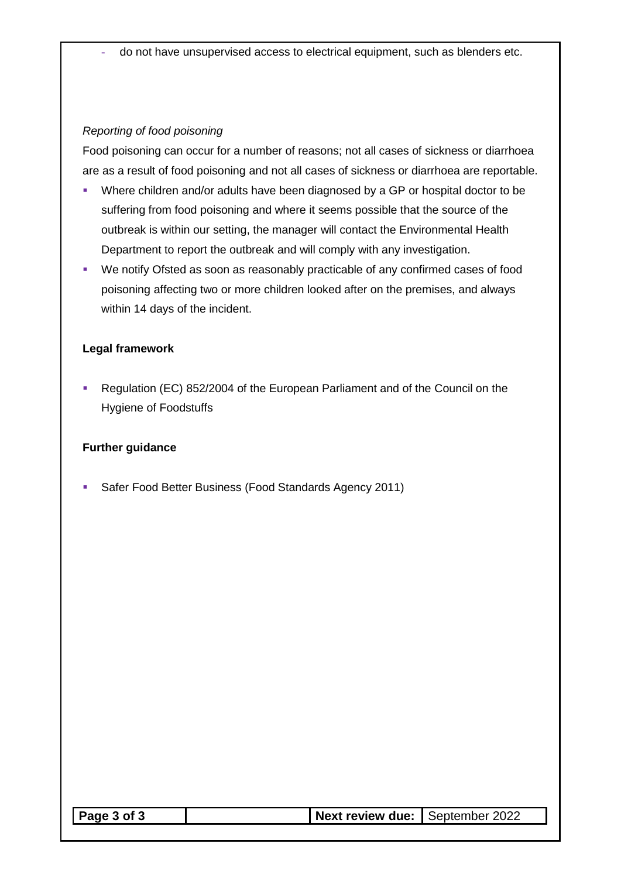- do not have unsupervised access to electrical equipment, such as blenders etc.

*Reporting of food poisoning*

Food poisoning can occur for a number of reasons; not all cases of sickness or diarrhoea are as a result of food poisoning and not all cases of sickness or diarrhoea are reportable.

- Where children and/or adults have been diagnosed by a GP or hospital doctor to be suffering from food poisoning and where it seems possible that the source of the outbreak is within our setting, the manager will contact the Environmental Health Department to report the outbreak and will comply with any investigation.
- We notify Ofsted as soon as reasonably practicable of any confirmed cases of food poisoning affecting two or more children looked after on the premises, and always within 14 days of the incident.

**Legal framework**

- Regulation (EC) 852/2004 of the European Parliament and of the Council on the Hygiene of Foodstuffs

**Further guidance**

- Safer Food Better Business (Food Standards Agency 2011)